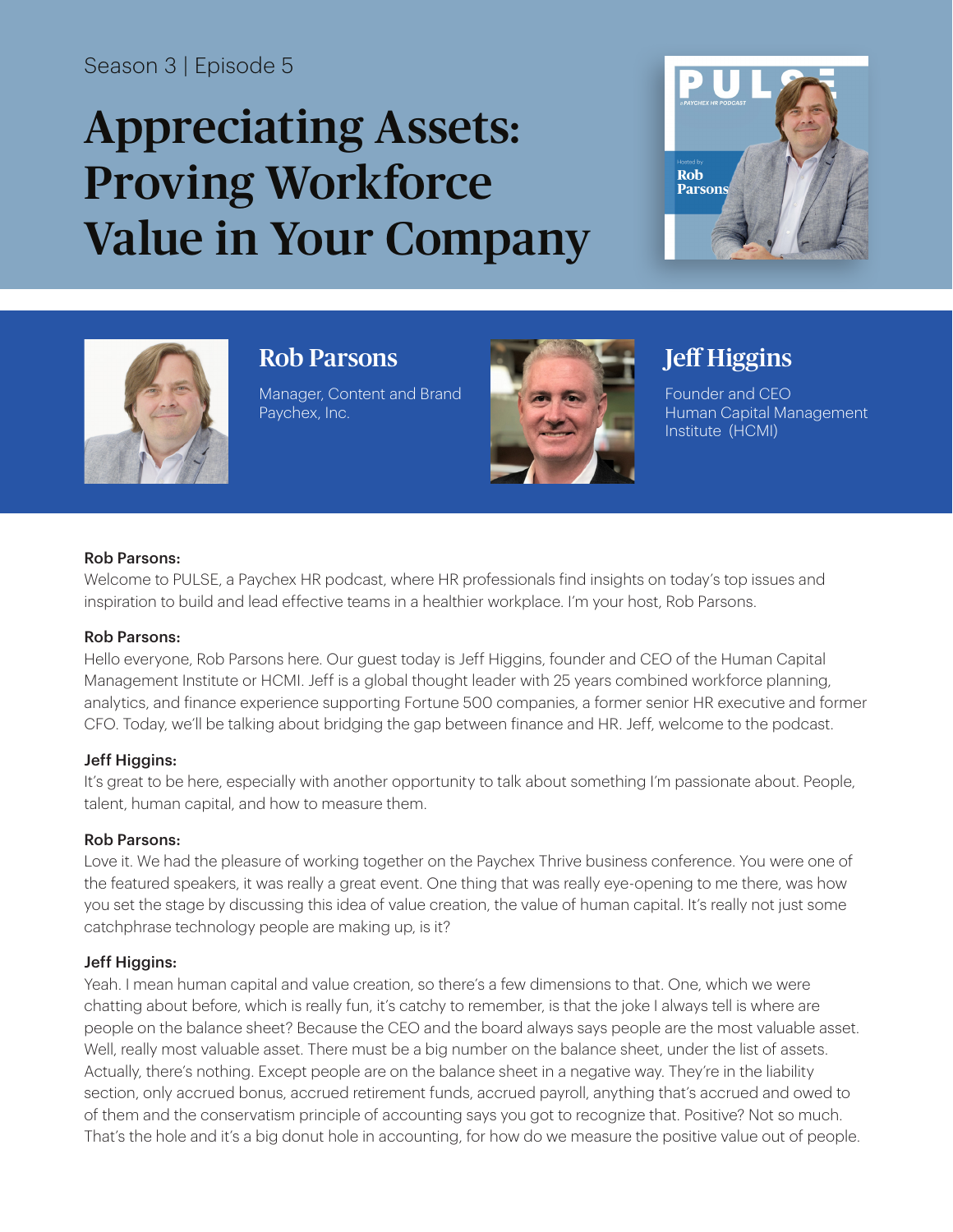Season 3 | Episode 5

# Appreciating Assets: Proving Workforce Value in Your Company

## Rob Parsons

Manager, Content and Brand
Paychex, Inc.

## Jeff Higgins

Founder and CEO
Human Capital Management Institute (HCMI)

**Rob Parsons:**
Welcome to PULSE, a Paychex HR podcast, where HR professionals find insights on today's top issues and inspiration to build and lead effective teams in a healthier workplace. I'm your host, Rob Parsons.

**Rob Parsons:**
Hello everyone, Rob Parsons here. Our guest today is Jeff Higgins, founder and CEO of the Human Capital Management Institute or HCMI. Jeff is a global thought leader with 25 years combined workforce planning, analytics, and finance experience supporting Fortune 500 companies, a former senior HR executive and former CFO. Today, we'll be talking about bridging the gap between finance and HR. Jeff, welcome to the podcast.

**Jeff Higgins:**
It's great to be here, especially with another opportunity to talk about something I'm passionate about. People, talent, human capital, and how to measure them.

**Rob Parsons:**
Love it. We had the pleasure of working together on the Paychex Thrive business conference. You were one of the featured speakers, it was really a great event. One thing that was really eye-opening to me there, was how you set the stage by discussing this idea of value creation, the value of human capital. It's really not just some catchphrase technology people are making up, is it?

**Jeff Higgins:**
Yeah. I mean human capital and value creation, so there's a few dimensions to that. One, which we were chatting about before, which is really fun, it's catchy to remember, is that the joke I always tell is where are people on the balance sheet? Because the CEO and the board always says people are the most valuable asset. Well, really most valuable asset. There must be a big number on the balance sheet, under the list of assets. Actually, there's nothing. Except people are on the balance sheet in a negative way. They're in the liability section, only accrued bonus, accrued retirement funds, accrued payroll, anything that's accrued and owed to of them and the conservatism principle of accounting says you got to recognize that. Positive? Not so much. That's the hole and it's a big donut hole in accounting, for how do we measure the positive value out of people.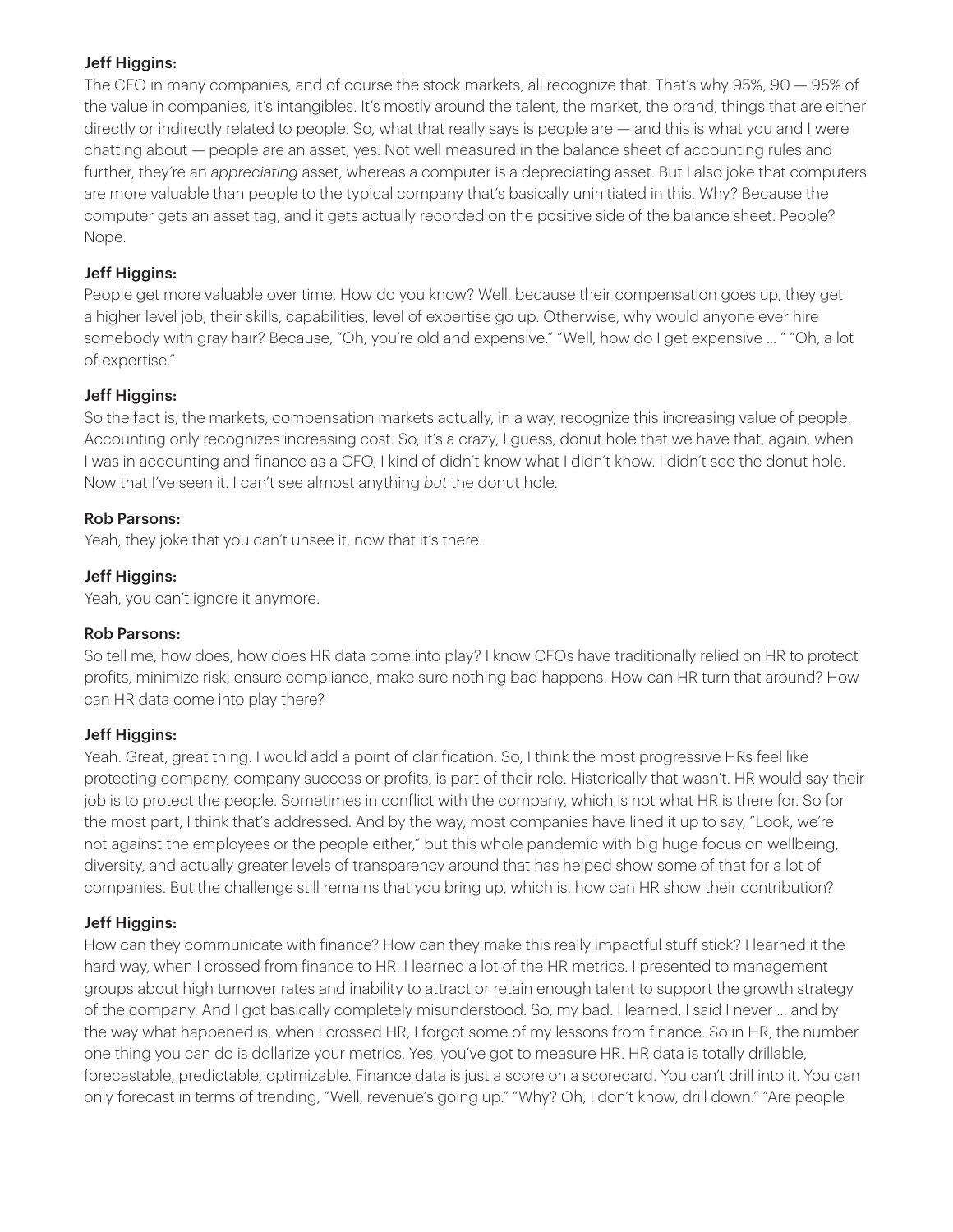**Jeff Higgins:**
The CEO in many companies, and of course the stock markets, all recognize that. That's why 95%, 90 — 95% of the value in companies, it's intangibles. It's mostly around the talent, the market, the brand, things that are either directly or indirectly related to people. So, what that really says is people are — and this is what you and I were chatting about — people are an asset, yes. Not well measured in the balance sheet of accounting rules and further, they're an *appreciating* asset, whereas a computer is a depreciating asset. But I also joke that computers are more valuable than people to the typical company that's basically uninitiated in this. Why? Because the computer gets an asset tag, and it gets actually recorded on the positive side of the balance sheet. People? Nope.

**Jeff Higgins:**
People get more valuable over time. How do you know? Well, because their compensation goes up, they get a higher level job, their skills, capabilities, level of expertise go up. Otherwise, why would anyone ever hire somebody with gray hair? Because, "Oh, you're old and expensive." "Well, how do I get expensive ... " "Oh, a lot of expertise."

**Jeff Higgins:**
So the fact is, the markets, compensation markets actually, in a way, recognize this increasing value of people. Accounting only recognizes increasing cost. So, it's a crazy, I guess, donut hole that we have that, again, when I was in accounting and finance as a CFO, I kind of didn't know what I didn't know. I didn't see the donut hole. Now that I've seen it. I can't see almost anything *but* the donut hole.

**Rob Parsons:**
Yeah, they joke that you can't unsee it, now that it's there.

**Jeff Higgins:**
Yeah, you can't ignore it anymore.

**Rob Parsons:**
So tell me, how does, how does HR data come into play? I know CFOs have traditionally relied on HR to protect profits, minimize risk, ensure compliance, make sure nothing bad happens. How can HR turn that around? How can HR data come into play there?

**Jeff Higgins:**
Yeah. Great, great thing. I would add a point of clarification. So, I think the most progressive HRs feel like protecting company, company success or profits, is part of their role. Historically that wasn't. HR would say their job is to protect the people. Sometimes in conflict with the company, which is not what HR is there for. So for the most part, I think that's addressed. And by the way, most companies have lined it up to say, "Look, we're not against the employees or the people either," but this whole pandemic with big huge focus on wellbeing, diversity, and actually greater levels of transparency around that has helped show some of that for a lot of companies. But the challenge still remains that you bring up, which is, how can HR show their contribution?

**Jeff Higgins:**
How can they communicate with finance? How can they make this really impactful stuff stick? I learned it the hard way, when I crossed from finance to HR. I learned a lot of the HR metrics. I presented to management groups about high turnover rates and inability to attract or retain enough talent to support the growth strategy of the company. And I got basically completely misunderstood. So, my bad. I learned, I said I never ... and by the way what happened is, when I crossed HR, I forgot some of my lessons from finance. So in HR, the number one thing you can do is dollarize your metrics. Yes, you've got to measure HR. HR data is totally drillable, forecastable, predictable, optimizable. Finance data is just a score on a scorecard. You can't drill into it. You can only forecast in terms of trending, "Well, revenue's going up." "Why? Oh, I don't know, drill down." "Are people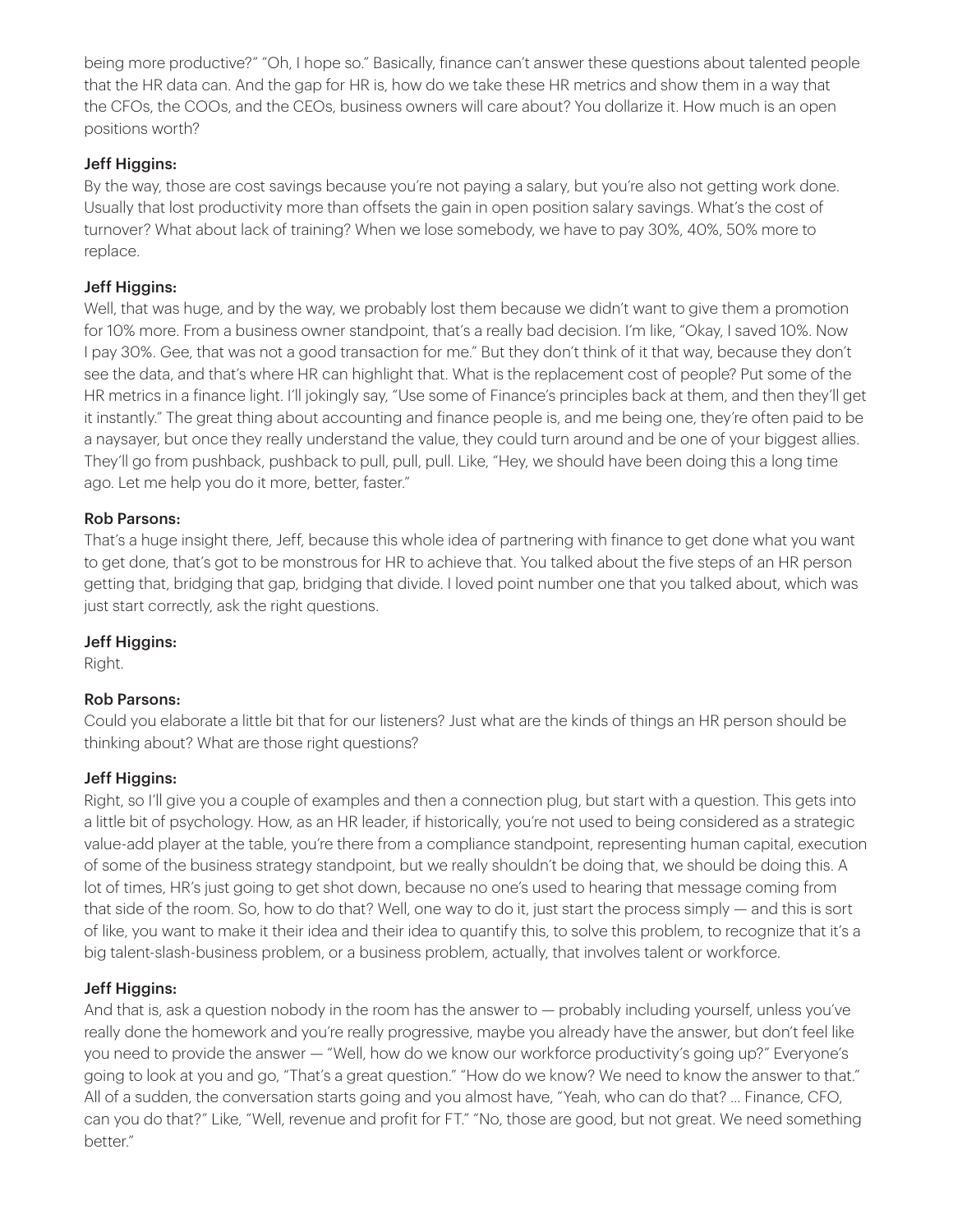being more productive?" "Oh, I hope so." Basically, finance can't answer these questions about talented people that the HR data can. And the gap for HR is, how do we take these HR metrics and show them in a way that the CFOs, the COOs, and the CEOs, business owners will care about? You dollarize it. How much is an open positions worth?

**Jeff Higgins:**

By the way, those are cost savings because you're not paying a salary, but you're also not getting work done. Usually that lost productivity more than offsets the gain in open position salary savings. What's the cost of turnover? What about lack of training? When we lose somebody, we have to pay 30%, 40%, 50% more to replace.

**Jeff Higgins:**

Well, that was huge, and by the way, we probably lost them because we didn't want to give them a promotion for 10% more. From a business owner standpoint, that's a really bad decision. I'm like, "Okay, I saved 10%. Now I pay 30%. Gee, that was not a good transaction for me." But they don't think of it that way, because they don't see the data, and that's where HR can highlight that. What is the replacement cost of people? Put some of the HR metrics in a finance light. I'll jokingly say, "Use some of Finance's principles back at them, and then they'll get it instantly." The great thing about accounting and finance people is, and me being one, they're often paid to be a naysayer, but once they really understand the value, they could turn around and be one of your biggest allies. They'll go from pushback, pushback to pull, pull, pull. Like, "Hey, we should have been doing this a long time ago. Let me help you do it more, better, faster."

**Rob Parsons:**

That's a huge insight there, Jeff, because this whole idea of partnering with finance to get done what you want to get done, that's got to be monstrous for HR to achieve that. You talked about the five steps of an HR person getting that, bridging that gap, bridging that divide. I loved point number one that you talked about, which was just start correctly, ask the right questions.

**Jeff Higgins:**

Right.

**Rob Parsons:**

Could you elaborate a little bit that for our listeners? Just what are the kinds of things an HR person should be thinking about? What are those right questions?

**Jeff Higgins:**

Right, so I'll give you a couple of examples and then a connection plug, but start with a question. This gets into a little bit of psychology. How, as an HR leader, if historically, you're not used to being considered as a strategic value-add player at the table, you're there from a compliance standpoint, representing human capital, execution of some of the business strategy standpoint, but we really shouldn't be doing that, we should be doing this. A lot of times, HR's just going to get shot down, because no one's used to hearing that message coming from that side of the room. So, how to do that? Well, one way to do it, just start the process simply — and this is sort of like, you want to make it their idea and their idea to quantify this, to solve this problem, to recognize that it's a big talent-slash-business problem, or a business problem, actually, that involves talent or workforce.

**Jeff Higgins:**

And that is, ask a question nobody in the room has the answer to — probably including yourself, unless you've really done the homework and you're really progressive, maybe you already have the answer, but don't feel like you need to provide the answer — "Well, how do we know our workforce productivity's going up?" Everyone's going to look at you and go, "That's a great question." "How do we know? We need to know the answer to that." All of a sudden, the conversation starts going and you almost have, "Yeah, who can do that? ... Finance, CFO, can you do that?" Like, "Well, revenue and profit for FT." "No, those are good, but not great. We need something better."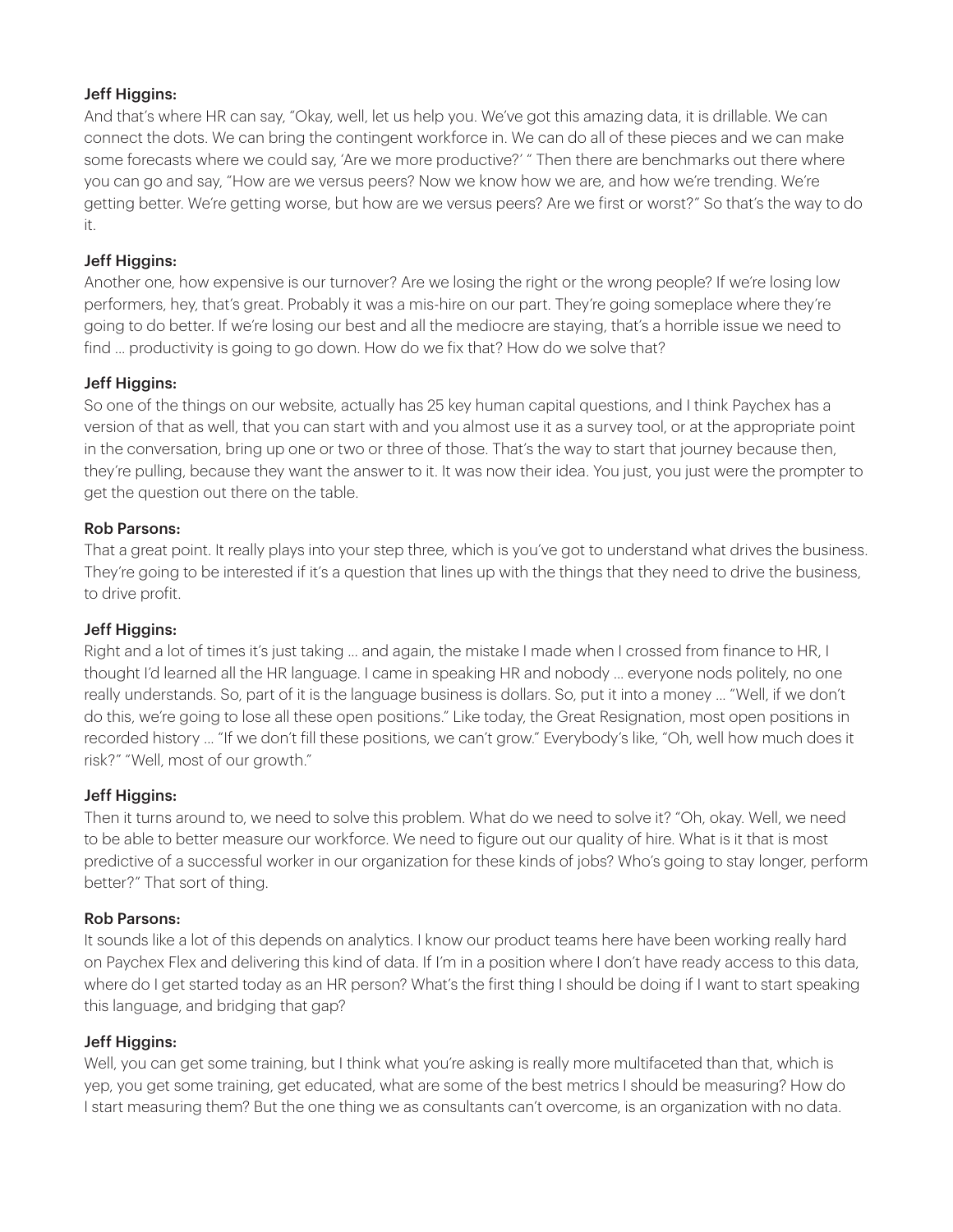**Jeff Higgins:**

And that's where HR can say, "Okay, well, let us help you. We've got this amazing data, it is drillable. We can connect the dots. We can bring the contingent workforce in. We can do all of these pieces and we can make some forecasts where we could say, 'Are we more productive?' " Then there are benchmarks out there where you can go and say, "How are we versus peers? Now we know how we are, and how we're trending. We're getting better. We're getting worse, but how are we versus peers? Are we first or worst?" So that's the way to do it.

**Jeff Higgins:**

Another one, how expensive is our turnover? Are we losing the right or the wrong people? If we're losing low performers, hey, that's great. Probably it was a mis-hire on our part. They're going someplace where they're going to do better. If we're losing our best and all the mediocre are staying, that's a horrible issue we need to find … productivity is going to go down. How do we fix that? How do we solve that?

**Jeff Higgins:**

So one of the things on our website, actually has 25 key human capital questions, and I think Paychex has a version of that as well, that you can start with and you almost use it as a survey tool, or at the appropriate point in the conversation, bring up one or two or three of those. That's the way to start that journey because then, they're pulling, because they want the answer to it. It was now their idea. You just, you just were the prompter to get the question out there on the table.

**Rob Parsons:**

That a great point. It really plays into your step three, which is you've got to understand what drives the business. They're going to be interested if it's a question that lines up with the things that they need to drive the business, to drive profit.

**Jeff Higgins:**

Right and a lot of times it's just taking … and again, the mistake I made when I crossed from finance to HR, I thought I'd learned all the HR language. I came in speaking HR and nobody … everyone nods politely, no one really understands. So, part of it is the language business is dollars. So, put it into a money … "Well, if we don't do this, we're going to lose all these open positions." Like today, the Great Resignation, most open positions in recorded history … "If we don't fill these positions, we can't grow." Everybody's like, "Oh, well how much does it risk?" "Well, most of our growth."

**Jeff Higgins:**

Then it turns around to, we need to solve this problem. What do we need to solve it? "Oh, okay. Well, we need to be able to better measure our workforce. We need to figure out our quality of hire. What is it that is most predictive of a successful worker in our organization for these kinds of jobs? Who's going to stay longer, perform better?" That sort of thing.

**Rob Parsons:**

It sounds like a lot of this depends on analytics. I know our product teams here have been working really hard on Paychex Flex and delivering this kind of data. If I'm in a position where I don't have ready access to this data, where do I get started today as an HR person? What's the first thing I should be doing if I want to start speaking this language, and bridging that gap?

**Jeff Higgins:**

Well, you can get some training, but I think what you're asking is really more multifaceted than that, which is yep, you get some training, get educated, what are some of the best metrics I should be measuring? How do I start measuring them? But the one thing we as consultants can't overcome, is an organization with no data.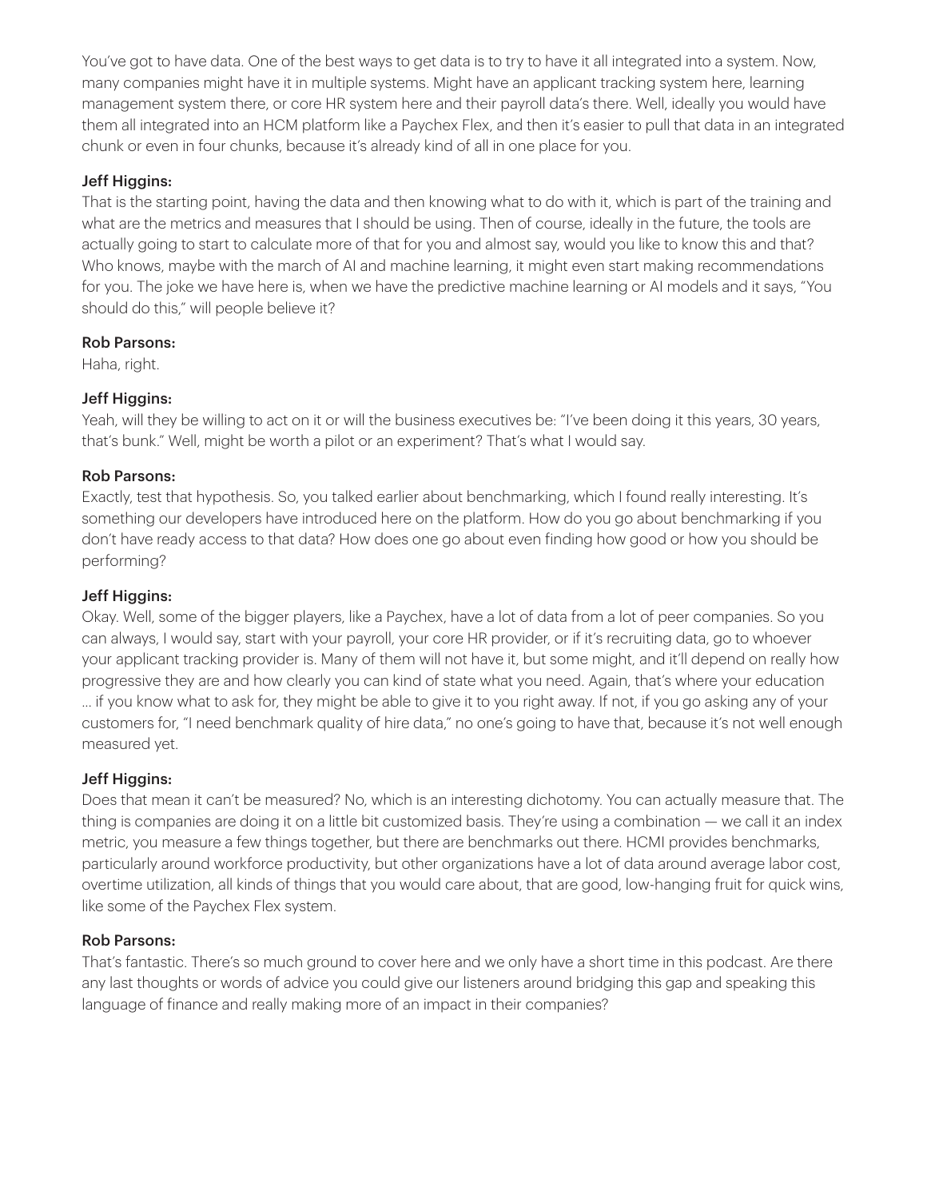You've got to have data. One of the best ways to get data is to try to have it all integrated into a system. Now, many companies might have it in multiple systems. Might have an applicant tracking system here, learning management system there, or core HR system here and their payroll data's there. Well, ideally you would have them all integrated into an HCM platform like a Paychex Flex, and then it's easier to pull that data in an integrated chunk or even in four chunks, because it's already kind of all in one place for you.

**Jeff Higgins:**
That is the starting point, having the data and then knowing what to do with it, which is part of the training and what are the metrics and measures that I should be using. Then of course, ideally in the future, the tools are actually going to start to calculate more of that for you and almost say, would you like to know this and that? Who knows, maybe with the march of AI and machine learning, it might even start making recommendations for you. The joke we have here is, when we have the predictive machine learning or AI models and it says, "You should do this," will people believe it?

**Rob Parsons:**
Haha, right.

**Jeff Higgins:**
Yeah, will they be willing to act on it or will the business executives be: "I've been doing it this years, 30 years, that's bunk." Well, might be worth a pilot or an experiment? That's what I would say.

**Rob Parsons:**
Exactly, test that hypothesis. So, you talked earlier about benchmarking, which I found really interesting. It's something our developers have introduced here on the platform. How do you go about benchmarking if you don't have ready access to that data? How does one go about even finding how good or how you should be performing?

**Jeff Higgins:**
Okay. Well, some of the bigger players, like a Paychex, have a lot of data from a lot of peer companies. So you can always, I would say, start with your payroll, your core HR provider, or if it's recruiting data, go to whoever your applicant tracking provider is. Many of them will not have it, but some might, and it'll depend on really how progressive they are and how clearly you can kind of state what you need. Again, that's where your education ... if you know what to ask for, they might be able to give it to you right away. If not, if you go asking any of your customers for, "I need benchmark quality of hire data," no one's going to have that, because it's not well enough measured yet.

**Jeff Higgins:**
Does that mean it can't be measured? No, which is an interesting dichotomy. You can actually measure that. The thing is companies are doing it on a little bit customized basis. They're using a combination — we call it an index metric, you measure a few things together, but there are benchmarks out there. HCMI provides benchmarks, particularly around workforce productivity, but other organizations have a lot of data around average labor cost, overtime utilization, all kinds of things that you would care about, that are good, low-hanging fruit for quick wins, like some of the Paychex Flex system.

**Rob Parsons:**
That's fantastic. There's so much ground to cover here and we only have a short time in this podcast. Are there any last thoughts or words of advice you could give our listeners around bridging this gap and speaking this language of finance and really making more of an impact in their companies?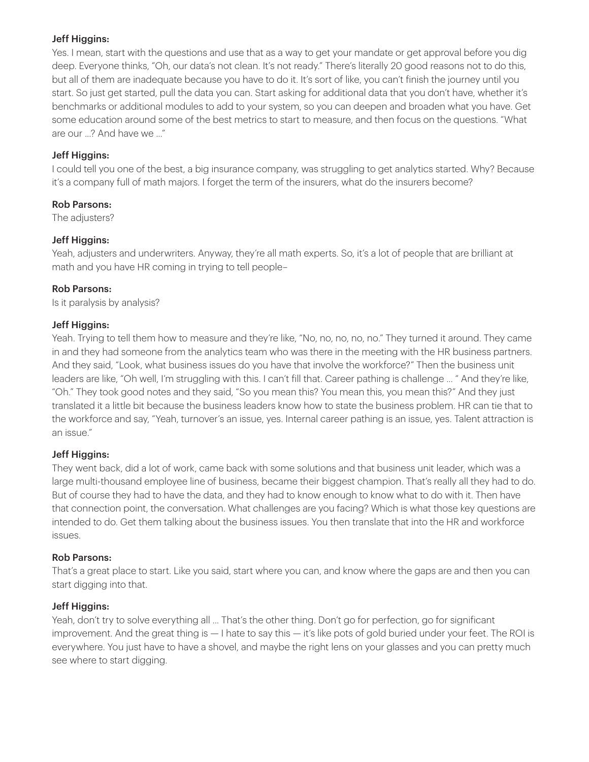**Jeff Higgins:**

Yes. I mean, start with the questions and use that as a way to get your mandate or get approval before you dig deep. Everyone thinks, "Oh, our data's not clean. It's not ready." There's literally 20 good reasons not to do this, but all of them are inadequate because you have to do it. It's sort of like, you can't finish the journey until you start. So just get started, pull the data you can. Start asking for additional data that you don't have, whether it's benchmarks or additional modules to add to your system, so you can deepen and broaden what you have. Get some education around some of the best metrics to start to measure, and then focus on the questions. "What are our ...? And have we ..."

**Jeff Higgins:**

I could tell you one of the best, a big insurance company, was struggling to get analytics started. Why? Because it's a company full of math majors. I forget the term of the insurers, what do the insurers become?

**Rob Parsons:**

The adjusters?

**Jeff Higgins:**

Yeah, adjusters and underwriters. Anyway, they're all math experts. So, it's a lot of people that are brilliant at math and you have HR coming in trying to tell people–

**Rob Parsons:**

Is it paralysis by analysis?

**Jeff Higgins:**

Yeah. Trying to tell them how to measure and they're like, "No, no, no, no, no." They turned it around. They came in and they had someone from the analytics team who was there in the meeting with the HR business partners. And they said, "Look, what business issues do you have that involve the workforce?" Then the business unit leaders are like, "Oh well, I'm struggling with this. I can't fill that. Career pathing is challenge ... " And they're like, "Oh." They took good notes and they said, "So you mean this? You mean this, you mean this?" And they just translated it a little bit because the business leaders know how to state the business problem. HR can tie that to the workforce and say, "Yeah, turnover's an issue, yes. Internal career pathing is an issue, yes. Talent attraction is an issue."

**Jeff Higgins:**

They went back, did a lot of work, came back with some solutions and that business unit leader, which was a large multi-thousand employee line of business, became their biggest champion. That's really all they had to do. But of course they had to have the data, and they had to know enough to know what to do with it. Then have that connection point, the conversation. What challenges are you facing? Which is what those key questions are intended to do. Get them talking about the business issues. You then translate that into the HR and workforce issues.

**Rob Parsons:**

That's a great place to start. Like you said, start where you can, and know where the gaps are and then you can start digging into that.

**Jeff Higgins:**

Yeah, don't try to solve everything all ... That's the other thing. Don't go for perfection, go for significant improvement. And the great thing is — I hate to say this — it's like pots of gold buried under your feet. The ROI is everywhere. You just have to have a shovel, and maybe the right lens on your glasses and you can pretty much see where to start digging.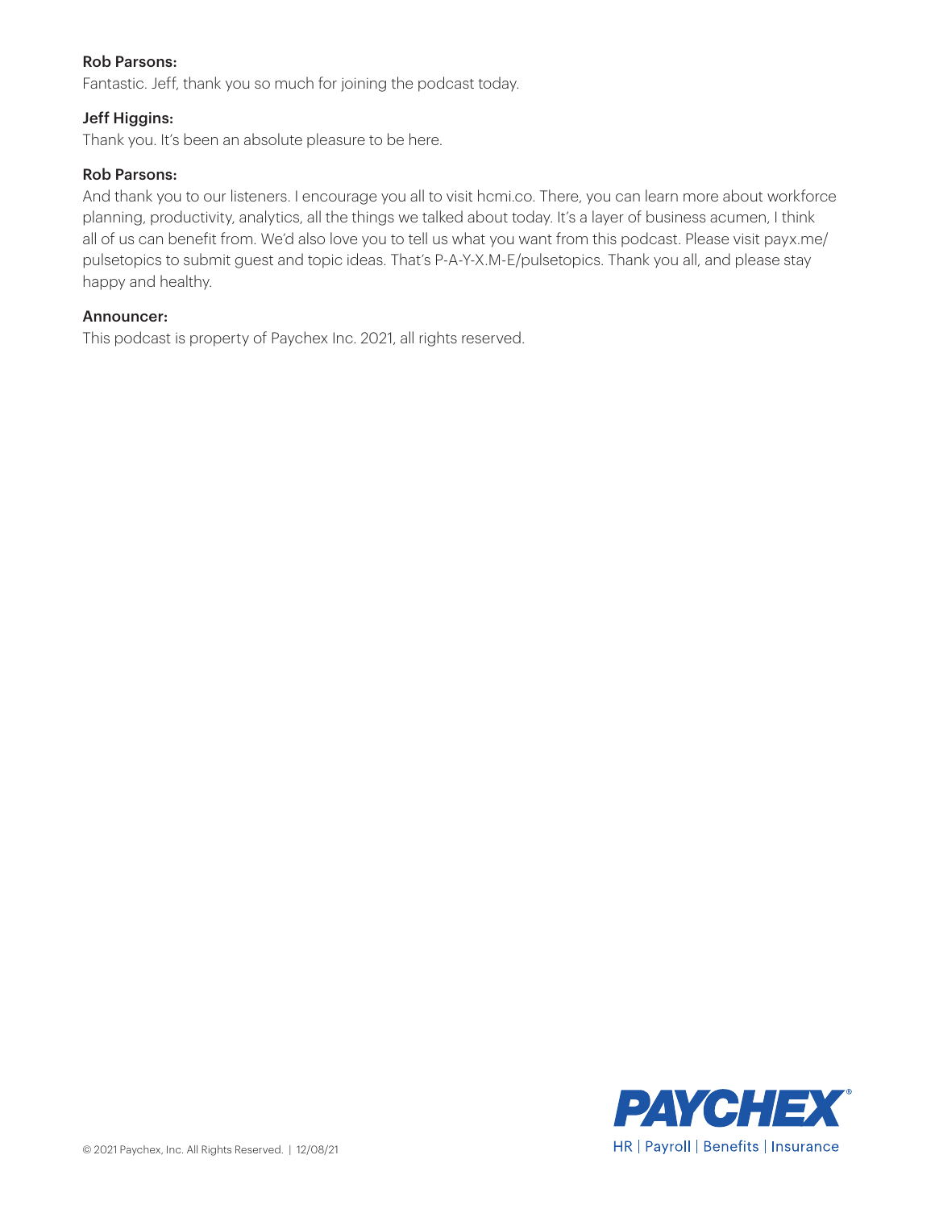**Rob Parsons:**

Fantastic. Jeff, thank you so much for joining the podcast today.

**Jeff Higgins:**

Thank you. It's been an absolute pleasure to be here.

**Rob Parsons:**

And thank you to our listeners. I encourage you all to visit hcmi.co. There, you can learn more about workforce planning, productivity, analytics, all the things we talked about today. It's a layer of business acumen, I think all of us can benefit from. We'd also love you to tell us what you want from this podcast. Please visit payx.me/pulsetopics to submit guest and topic ideas. That's P-A-Y-X.M-E/pulsetopics. Thank you all, and please stay happy and healthy.

**Announcer:**

This podcast is property of Paychex Inc. 2021, all rights reserved.

© 2021 Paychex, Inc. All Rights Reserved. | 12/08/21

PAYCHEX®
HR | Payroll | Benefits | Insurance